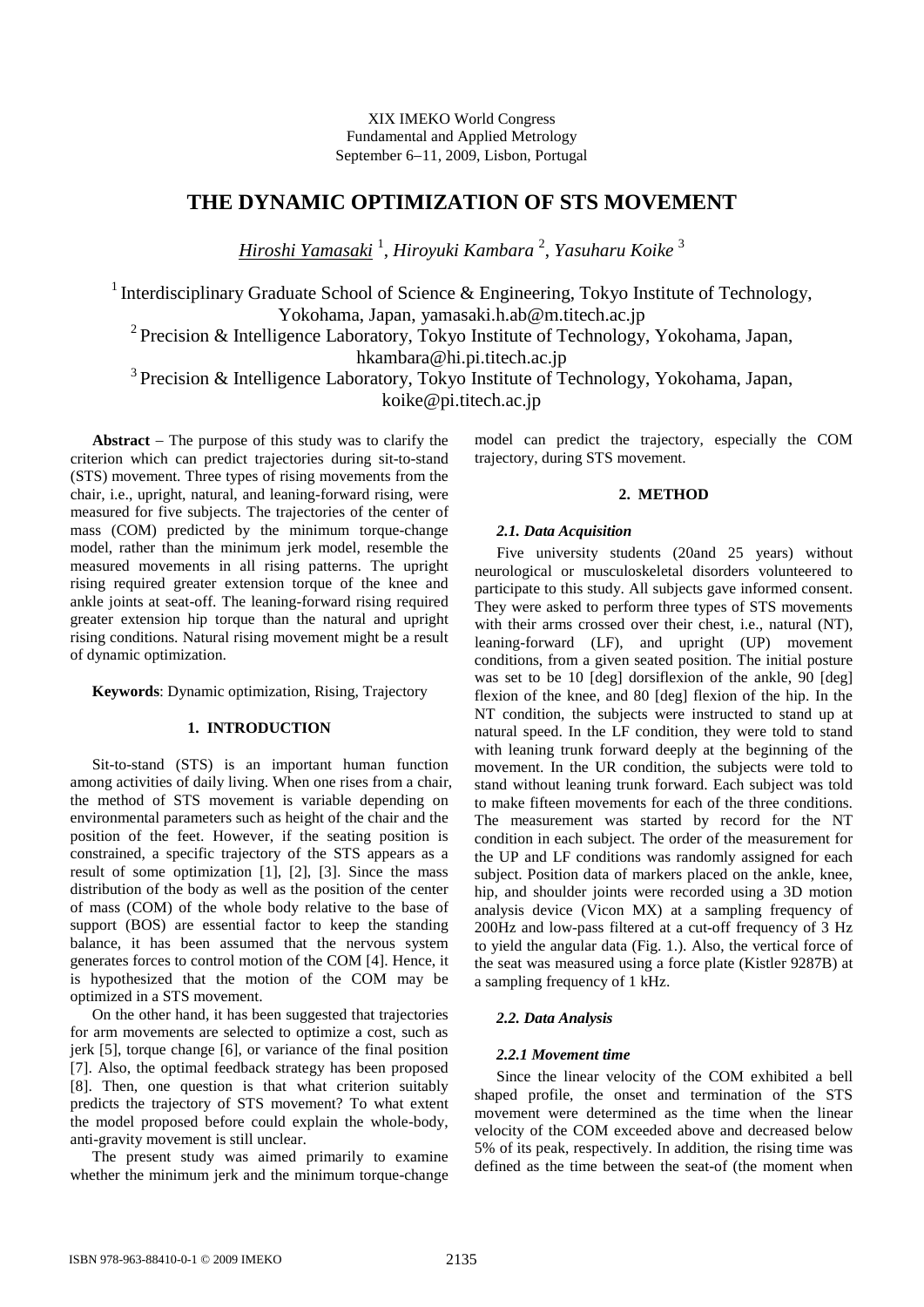XIX IMEKO World Congress
Fundamental and Applied Metrology
September 6−11, 2009, Lisbon, Portugal

# THE DYNAMIC OPTIMIZATION OF STS MOVEMENT

*Hiroshi Yamasaki* [1], *Hiroyuki Kambara* [2], *Yasuharu Koike* [3]

[1] Interdisciplinary Graduate School of Science & Engineering, Tokyo Institute of Technology, Yokohama, Japan, yamasaki.h.ab@m.titech.ac.jp

[2] Precision & Intelligence Laboratory, Tokyo Institute of Technology, Yokohama, Japan, hkambara@hi.pi.titech.ac.jp

[3] Precision & Intelligence Laboratory, Tokyo Institute of Technology, Yokohama, Japan, koike@pi.titech.ac.jp

**Abstract** – The purpose of this study was to clarify the criterion which can predict trajectories during sit-to-stand (STS) movement. Three types of rising movements from the chair, i.e., upright, natural, and leaning-forward rising, were measured for five subjects. The trajectories of the center of mass (COM) predicted by the minimum torque-change model, rather than the minimum jerk model, resemble the measured movements in all rising patterns. The upright rising required greater extension torque of the knee and ankle joints at seat-off. The leaning-forward rising required greater extension hip torque than the natural and upright rising conditions. Natural rising movement might be a result of dynamic optimization.

**Keywords**: Dynamic optimization, Rising, Trajectory

## 1. INTRODUCTION

Sit-to-stand (STS) is an important human function among activities of daily living. When one rises from a chair, the method of STS movement is variable depending on environmental parameters such as height of the chair and the position of the feet. However, if the seating position is constrained, a specific trajectory of the STS appears as a result of some optimization [1], [2], [3]. Since the mass distribution of the body as well as the position of the center of mass (COM) of the whole body relative to the base of support (BOS) are essential factor to keep the standing balance, it has been assumed that the nervous system generates forces to control motion of the COM [4]. Hence, it is hypothesized that the motion of the COM may be optimized in a STS movement.

On the other hand, it has been suggested that trajectories for arm movements are selected to optimize a cost, such as jerk [5], torque change [6], or variance of the final position [7]. Also, the optimal feedback strategy has been proposed [8]. Then, one question is that what criterion suitably predicts the trajectory of STS movement? To what extent the model proposed before could explain the whole-body, anti-gravity movement is still unclear.

The present study was aimed primarily to examine whether the minimum jerk and the minimum torque-change model can predict the trajectory, especially the COM trajectory, during STS movement.

## 2. METHOD

### *2.1. Data Acquisition*

Five university students (20and 25 years) without neurological or musculoskeletal disorders volunteered to participate to this study. All subjects gave informed consent. They were asked to perform three types of STS movements with their arms crossed over their chest, i.e., natural (NT), leaning-forward (LF), and upright (UP) movement conditions, from a given seated position. The initial posture was set to be 10 [deg] dorsiflexion of the ankle, 90 [deg] flexion of the knee, and 80 [deg] flexion of the hip. In the NT condition, the subjects were instructed to stand up at natural speed. In the LF condition, they were told to stand with leaning trunk forward deeply at the beginning of the movement. In the UR condition, the subjects were told to stand without leaning trunk forward. Each subject was told to make fifteen movements for each of the three conditions. The measurement was started by record for the NT condition in each subject. The order of the measurement for the UP and LF conditions was randomly assigned for each subject. Position data of markers placed on the ankle, knee, hip, and shoulder joints were recorded using a 3D motion analysis device (Vicon MX) at a sampling frequency of 200Hz and low-pass filtered at a cut-off frequency of 3 Hz to yield the angular data (Fig. 1.). Also, the vertical force of the seat was measured using a force plate (Kistler 9287B) at a sampling frequency of 1 kHz.

### *2.2. Data Analysis*

#### *2.2.1 Movement time*

Since the linear velocity of the COM exhibited a bell shaped profile, the onset and termination of the STS movement were determined as the time when the linear velocity of the COM exceeded above and decreased below 5% of its peak, respectively. In addition, the rising time was defined as the time between the seat-of (the moment when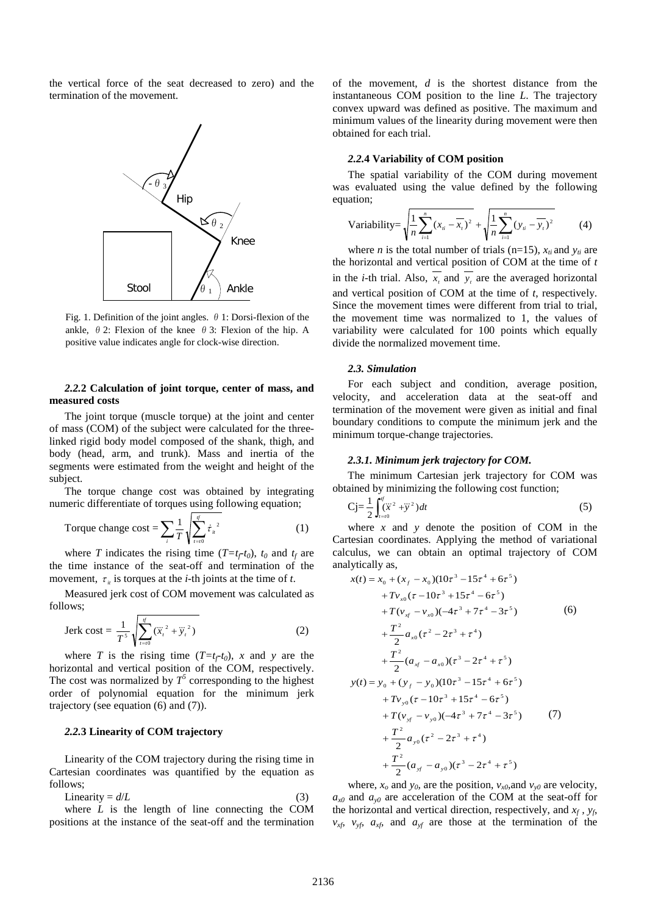the vertical force of the seat decreased to zero) and the termination of the movement.

Fig. 1. Definition of the joint angles. $\theta$ 1: Dorsi-flexion of the ankle, $\theta$ 2: Flexion of the knee $\theta$ 3: Flexion of the hip. A positive value indicates angle for clock-wise direction.

#### *2.2.*2 Calculation of joint torque, center of mass, and measured costs

The joint torque (muscle torque) at the joint and center of mass (COM) of the subject were calculated for the three-linked rigid body model composed of the shank, thigh, and body (head, arm, and trunk). Mass and inertia of the segments were estimated from the weight and height of the subject.

The torque change cost was obtained by integrating numeric differentiate of torques using following equation;

$$\text{Torque change cost} = \sum_i \frac{1}{T}\sqrt{\sum_{t=t0}^{tf} \dot{\tau}_{it}^{\,2}} \tag{1}$$

where $T$ indicates the rising time ($T=t_f-t_0$), $t_0$ and $t_f$ are the time instance of the seat-off and termination of the movement, $\tau_{it}$ is torques at the $i$-th joints at the time of $t$.

Measured jerk cost of COM movement was calculated as follows;

$$\text{Jerk cost} = \frac{1}{T^5}\sqrt{\sum_{t=t0}^{tf}(\dddot{x}_t^{\,2} + \dddot{y}_t^{\,2})} \tag{2}$$

where $T$ is the rising time ($T=t_f-t_0$), $x$ and $y$ are the horizontal and vertical position of the COM, respectively. The cost was normalized by $T^5$ corresponding to the highest order of polynomial equation for the minimum jerk trajectory (see equation (6) and (7)).

#### *2.2.*3 Linearity of COM trajectory

Linearity of the COM trajectory during the rising time in Cartesian coordinates was quantified by the equation as follows;

$$\text{Linearity} = d/L \tag{3}$$

where $L$ is the length of line connecting the COM positions at the instance of the seat-off and the termination of the movement, $d$ is the shortest distance from the instantaneous COM position to the line $L$. The trajectory convex upward was defined as positive. The maximum and minimum values of the linearity during movement were then obtained for each trial.

#### *2.2.*4 Variability of COM position

The spatial variability of the COM during movement was evaluated using the value defined by the following equation;

$$\text{Variability} = \sqrt{\frac{1}{n}\sum_{i=1}^{n}(x_{ti} - \overline{x_t})^2} + \sqrt{\frac{1}{n}\sum_{i=1}^{n}(y_{ti} - \overline{y_t})^2} \tag{4}$$

where $n$ is the total number of trials (n=15), $x_{ti}$ and $y_{ti}$ are the horizontal and vertical position of COM at the time of $t$ in the $i$-th trial. Also, $\overline{x_t}$ and $\overline{y_t}$ are the averaged horizontal and vertical position of COM at the time of $t$, respectively. Since the movement times were different from trial to trial, the movement time was normalized to 1, the values of variability were calculated for 100 points which equally divide the normalized movement time.

### *2.3. Simulation*

For each subject and condition, average position, velocity, and acceleration data at the seat-off and termination of the movement were given as initial and final boundary conditions to compute the minimum jerk and the minimum torque-change trajectories.

#### *2.3.1. Minimum jerk trajectory for COM.*

The minimum Cartesian jerk trajectory for COM was obtained by minimizing the following cost function;

$$\text{Cj} = \frac{1}{2}\int_{t=t0}^{tf}(\dddot{x}^2 + \dddot{y}^2)dt \tag{5}$$

where $x$ and $y$ denote the position of COM in the Cartesian coordinates. Applying the method of variational calculus, we can obtain an optimal trajectory of COM analytically as,

$$\begin{aligned} x(t) = {} & x_0 + (x_f - x_0)(10\tau^3 - 15\tau^4 + 6\tau^5) \\ & + Tv_{x0}(\tau - 10\tau^3 + 15\tau^4 - 6\tau^5) \\ & + T(v_{xf} - v_{x0})(-4\tau^3 + 7\tau^4 - 3\tau^5) \\ & + \frac{T^2}{2}a_{x0}(\tau^2 - 2\tau^3 + \tau^4) \\ & + \frac{T^2}{2}(a_{xf} - a_{x0})(\tau^3 - 2\tau^4 + \tau^5) \end{aligned} \tag{6}$$

$$\begin{aligned} y(t) = {} & y_0 + (y_f - y_0)(10\tau^3 - 15\tau^4 + 6\tau^5) \\ & + Tv_{y0}(\tau - 10\tau^3 + 15\tau^4 - 6\tau^5) \\ & + T(v_{yf} - v_{y0})(-4\tau^3 + 7\tau^4 - 3\tau^5) \\ & + \frac{T^2}{2}a_{y0}(\tau^2 - 2\tau^3 + \tau^4) \\ & + \frac{T^2}{2}(a_{yf} - a_{y0})(\tau^3 - 2\tau^4 + \tau^5) \end{aligned} \tag{7}$$

where, $x_o$ and $y_0$, are the position, $v_{x0}$, and $v_{y0}$ are velocity, $a_{x0}$ and $a_{y0}$ are acceleration of the COM at the seat-off for the horizontal and vertical direction, respectively, and $x_f$, $y_f$, $v_{xf}$, $v_{yf}$, $a_{xf}$, and $a_{yf}$ are those at the termination of the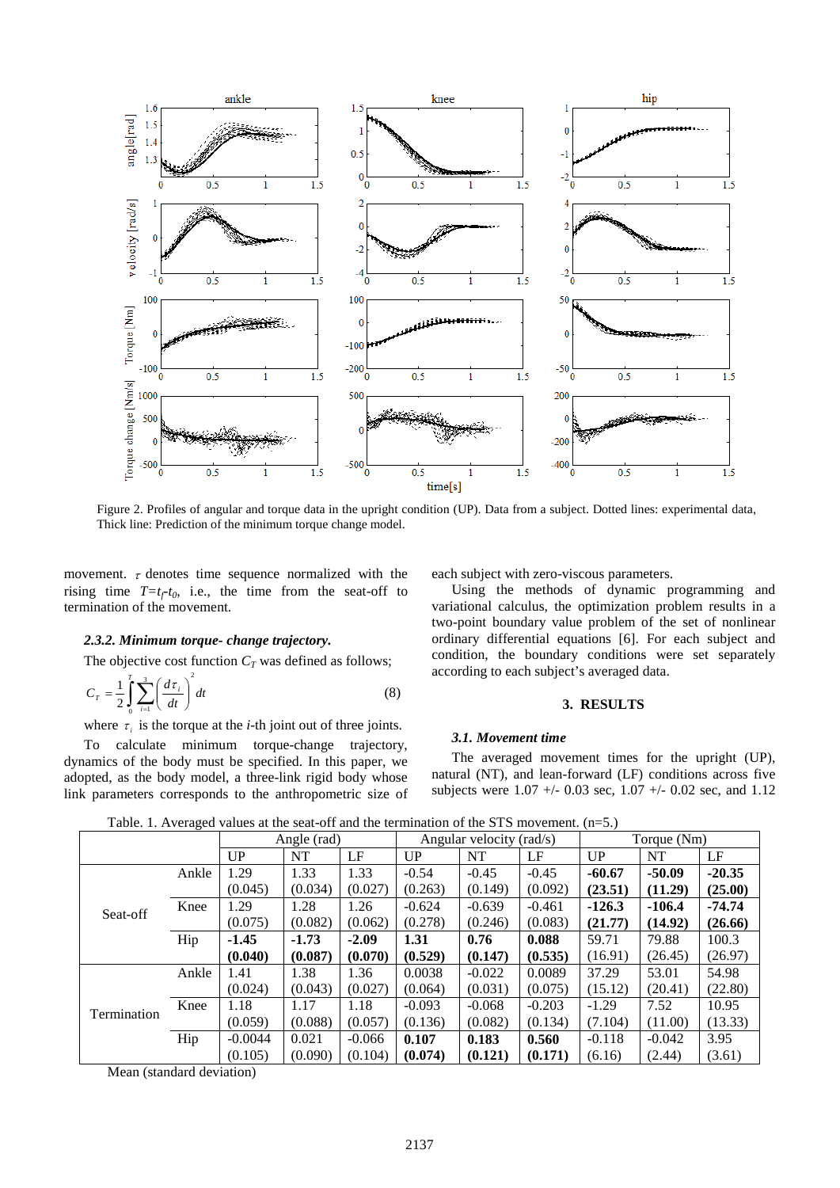Figure 2. Profiles of angular and torque data in the upright condition (UP). Data from a subject. Dotted lines: experimental data, Thick line: Prediction of the minimum torque change model.

movement. $\tau$ denotes time sequence normalized with the rising time $T=t_f-t_0$, i.e., the time from the seat-off to termination of the movement.

#### *2.3.2. Minimum torque- change trajectory.*

The objective cost function $C_T$ was defined as follows;

$$C_T = \frac{1}{2}\int_0^T \sum_{i=1}^{3}\left(\frac{d\tau_i}{dt}\right)^2 dt \tag{8}$$

where $\tau_i$ is the torque at the *i*-th joint out of three joints.

To calculate minimum torque-change trajectory, dynamics of the body must be specified. In this paper, we adopted, as the body model, a three-link rigid body whose link parameters corresponds to the anthropometric size of each subject with zero-viscous parameters.

Using the methods of dynamic programming and variational calculus, the optimization problem results in a two-point boundary value problem of the set of nonlinear ordinary differential equations [6]. For each subject and condition, the boundary conditions were set separately according to each subject's averaged data.

## 3. RESULTS

### *3.1. Movement time*

The averaged movement times for the upright (UP), natural (NT), and lean-forward (LF) conditions across five subjects were 1.07 +/- 0.03 sec, 1.07 +/- 0.02 sec, and 1.12

Table. 1. Averaged values at the seat-off and the termination of the STS movement. (n=5.)

| | | Angle (rad) | | | Angular velocity (rad/s) | | | Torque (Nm) | | |
|---|---|---|---|---|---|---|---|---|---|---|
| | | UP | NT | LF | UP | NT | LF | UP | NT | LF |
| Seat-off | Ankle | 1.29 (0.045) | 1.33 (0.034) | 1.33 (0.027) | -0.54 (0.263) | -0.45 (0.149) | -0.45 (0.092) | **-60.67 (23.51)** | **-50.09 (11.29)** | **-20.35 (25.00)** |
| | Knee | 1.29 (0.075) | 1.28 (0.082) | 1.26 (0.062) | -0.624 (0.278) | -0.639 (0.246) | -0.461 (0.083) | **-126.3 (21.77)** | **-106.4 (14.92)** | **-74.74 (26.66)** |
| | Hip | **-1.45 (0.040)** | **-1.73 (0.087)** | **-2.09 (0.070)** | **1.31 (0.529)** | **0.76 (0.147)** | **0.088 (0.535)** | 59.71 (16.91) | 79.88 (26.45) | 100.3 (26.97) |
| Termination | Ankle | 1.41 (0.024) | 1.38 (0.043) | 1.36 (0.027) | 0.0038 (0.064) | -0.022 (0.031) | 0.0089 (0.075) | 37.29 (15.12) | 53.01 (20.41) | 54.98 (22.80) |
| | Knee | 1.18 (0.059) | 1.17 (0.088) | 1.18 (0.057) | -0.093 (0.136) | -0.068 (0.082) | -0.203 (0.134) | -1.29 (7.104) | 7.52 (11.00) | 10.95 (13.33) |
| | Hip | -0.0044 (0.105) | 0.021 (0.090) | -0.066 (0.104) | **0.107 (0.074)** | **0.183 (0.121)** | **0.560 (0.171)** | -0.118 (6.16) | -0.042 (2.44) | 3.95 (3.61) |

Mean (standard deviation)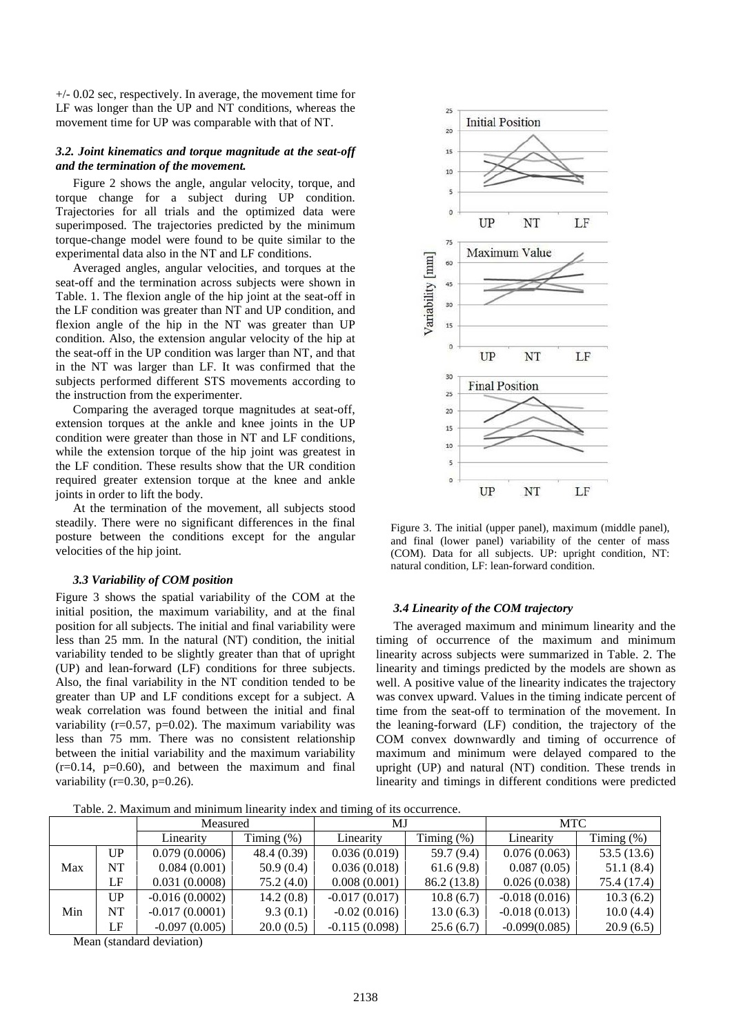+/- 0.02 sec, respectively. In average, the movement time for LF was longer than the UP and NT conditions, whereas the movement time for UP was comparable with that of NT.

### *3.2. Joint kinematics and torque magnitude at the seat-off and the termination of the movement.*

Figure 2 shows the angle, angular velocity, torque, and torque change for a subject during UP condition. Trajectories for all trials and the optimized data were superimposed. The trajectories predicted by the minimum torque-change model were found to be quite similar to the experimental data also in the NT and LF conditions.

Averaged angles, angular velocities, and torques at the seat-off and the termination across subjects were shown in Table. 1. The flexion angle of the hip joint at the seat-off in the LF condition was greater than NT and UP condition, and flexion angle of the hip in the NT was greater than UP condition. Also, the extension angular velocity of the hip at the seat-off in the UP condition was larger than NT, and that in the NT was larger than LF. It was confirmed that the subjects performed different STS movements according to the instruction from the experimenter.

Comparing the averaged torque magnitudes at seat-off, extension torques at the ankle and knee joints in the UP condition were greater than those in NT and LF conditions, while the extension torque of the hip joint was greatest in the LF condition. These results show that the UR condition required greater extension torque at the knee and ankle joints in order to lift the body.

At the termination of the movement, all subjects stood steadily. There were no significant differences in the final posture between the conditions except for the angular velocities of the hip joint.

### *3.3 Variability of COM position*

Figure 3 shows the spatial variability of the COM at the initial position, the maximum variability, and at the final position for all subjects. The initial and final variability were less than 25 mm. In the natural (NT) condition, the initial variability tended to be slightly greater than that of upright (UP) and lean-forward (LF) conditions for three subjects. Also, the final variability in the NT condition tended to be greater than UP and LF conditions except for a subject. A weak correlation was found between the initial and final variability ($r=0.57$, $p=0.02$). The maximum variability was less than 75 mm. There was no consistent relationship between the initial variability and the maximum variability ($r=0.14$, $p=0.60$), and between the maximum and final variability ($r=0.30$, $p=0.26$).

Figure 3. The initial (upper panel), maximum (middle panel), and final (lower panel) variability of the center of mass (COM). Data for all subjects. UP: upright condition, NT: natural condition, LF: lean-forward condition.

### *3.4 Linearity of the COM trajectory*

The averaged maximum and minimum linearity and the timing of occurrence of the maximum and minimum linearity across subjects were summarized in Table. 2. The linearity and timings predicted by the models are shown as well. A positive value of the linearity indicates the trajectory was convex upward. Values in the timing indicate percent of time from the seat-off to termination of the movement. In the leaning-forward (LF) condition, the trajectory of the COM convex downwardly and timing of occurrence of maximum and minimum were delayed compared to the upright (UP) and natural (NT) condition. These trends in linearity and timings in different conditions were predicted

Table. 2. Maximum and minimum linearity index and timing of its occurrence.

| | | Measured | | MJ | | MTC | |
|---|---|---|---|---|---|---|---|
| | | Linearity | Timing (%) | Linearity | Timing (%) | Linearity | Timing (%) |
| Max | UP | 0.079 (0.0006) | 48.4 (0.39) | 0.036 (0.019) | 59.7 (9.4) | 0.076 (0.063) | 53.5 (13.6) |
| | NT | 0.084 (0.001) | 50.9 (0.4) | 0.036 (0.018) | 61.6 (9.8) | 0.087 (0.05) | 51.1 (8.4) |
| | LF | 0.031 (0.0008) | 75.2 (4.0) | 0.008 (0.001) | 86.2 (13.8) | 0.026 (0.038) | 75.4 (17.4) |
| Min | UP | -0.016 (0.0002) | 14.2 (0.8) | -0.017 (0.017) | 10.8 (6.7) | -0.018 (0.016) | 10.3 (6.2) |
| | NT | -0.017 (0.0001) | 9.3 (0.1) | -0.02 (0.016) | 13.0 (6.3) | -0.018 (0.013) | 10.0 (4.4) |
| | LF | -0.097 (0.005) | 20.0 (0.5) | -0.115 (0.098) | 25.6 (6.7) | -0.099(0.085) | 20.9 (6.5) |

Mean (standard deviation)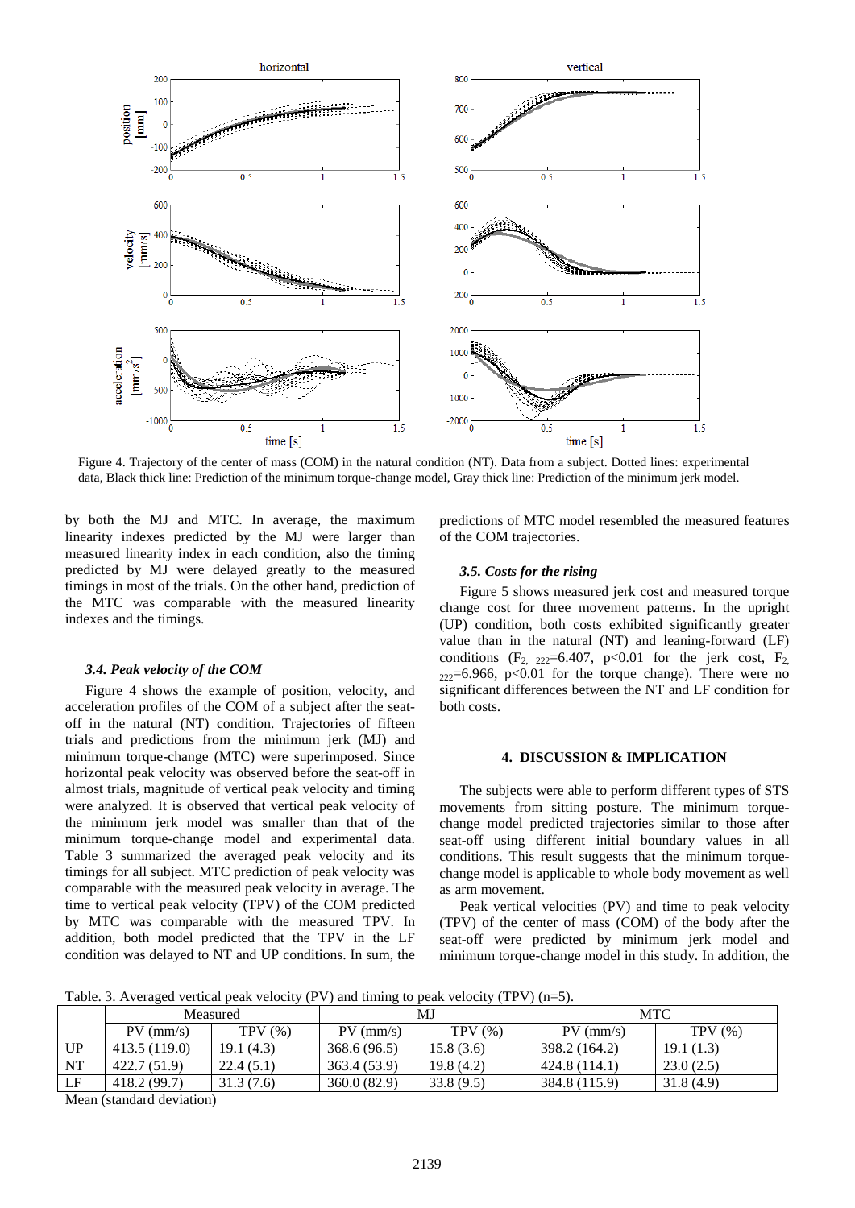Figure 4. Trajectory of the center of mass (COM) in the natural condition (NT). Data from a subject. Dotted lines: experimental data, Black thick line: Prediction of the minimum torque-change model, Gray thick line: Prediction of the minimum jerk model.

by both the MJ and MTC. In average, the maximum linearity indexes predicted by the MJ were larger than measured linearity index in each condition, also the timing predicted by MJ were delayed greatly to the measured timings in most of the trials. On the other hand, prediction of the MTC was comparable with the measured linearity indexes and the timings.

### *3.4. Peak velocity of the COM*

Figure 4 shows the example of position, velocity, and acceleration profiles of the COM of a subject after the seat-off in the natural (NT) condition. Trajectories of fifteen trials and predictions from the minimum jerk (MJ) and minimum torque-change (MTC) were superimposed. Since horizontal peak velocity was observed before the seat-off in almost trials, magnitude of vertical peak velocity and timing were analyzed. It is observed that vertical peak velocity of the minimum jerk model was smaller than that of the minimum torque-change model and experimental data. Table 3 summarized the averaged peak velocity and its timings for all subject. MTC prediction of peak velocity was comparable with the measured peak velocity in average. The time to vertical peak velocity (TPV) of the COM predicted by MTC was comparable with the measured TPV. In addition, both model predicted that the TPV in the LF condition was delayed to NT and UP conditions. In sum, the predictions of MTC model resembled the measured features of the COM trajectories.

### *3.5. Costs for the rising*

Figure 5 shows measured jerk cost and measured torque change cost for three movement patterns. In the upright (UP) condition, both costs exhibited significantly greater value than in the natural (NT) and leaning-forward (LF) conditions ($F_{2,\ 222}$=6.407, $p$<0.01 for the jerk cost, $F_{2,\ 222}$=6.966, $p$<0.01 for the torque change). There were no significant differences between the NT and LF condition for both costs.

## 4. DISCUSSION & IMPLICATION

The subjects were able to perform different types of STS movements from sitting posture. The minimum torque-change model predicted trajectories similar to those after seat-off using different initial boundary values in all conditions. This result suggests that the minimum torque-change model is applicable to whole body movement as well as arm movement.

Peak vertical velocities (PV) and time to peak velocity (TPV) of the center of mass (COM) of the body after the seat-off were predicted by minimum jerk model and minimum torque-change model in this study. In addition, the

Table. 3. Averaged vertical peak velocity (PV) and timing to peak velocity (TPV) (n=5).

| | Measured | | MJ | | MTC | |
|---|---|---|---|---|---|---|
| | PV (mm/s) | TPV (%) | PV (mm/s) | TPV (%) | PV (mm/s) | TPV (%) |
| UP | 413.5 (119.0) | 19.1 (4.3) | 368.6 (96.5) | 15.8 (3.6) | 398.2 (164.2) | 19.1 (1.3) |
| NT | 422.7 (51.9) | 22.4 (5.1) | 363.4 (53.9) | 19.8 (4.2) | 424.8 (114.1) | 23.0 (2.5) |
| LF | 418.2 (99.7) | 31.3 (7.6) | 360.0 (82.9) | 33.8 (9.5) | 384.8 (115.9) | 31.8 (4.9) |

Mean (standard deviation)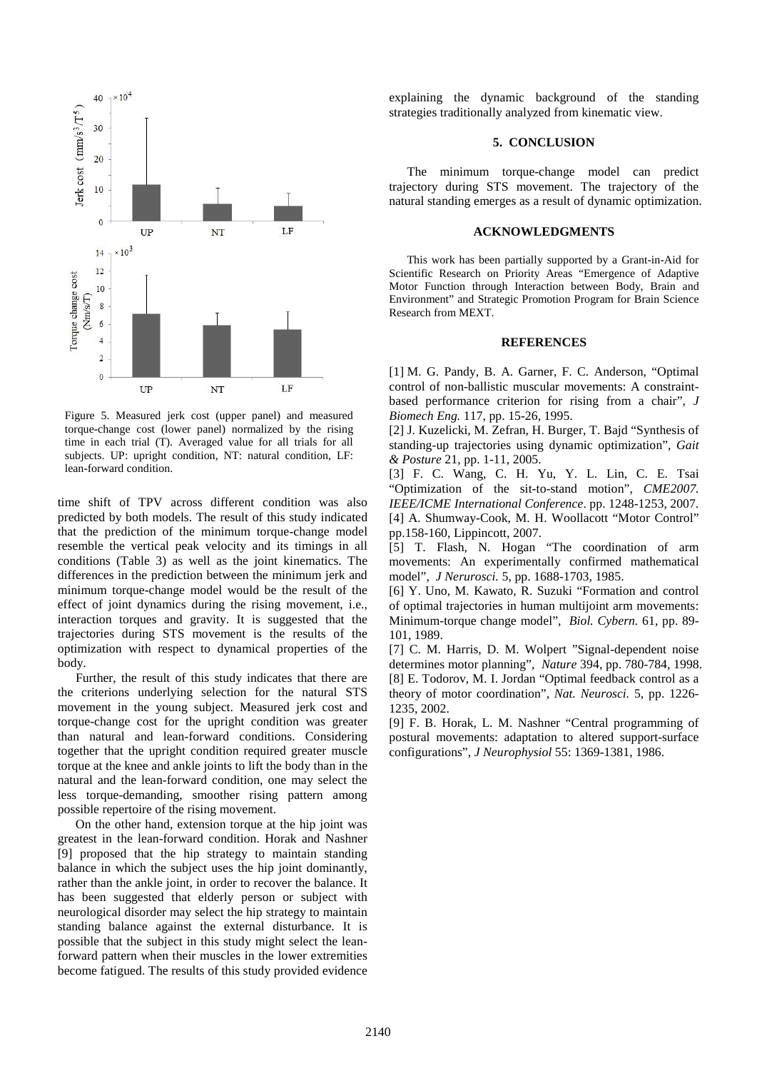40 $\times 10^4$
30
20
10
0
Jerk cost (mm/s$^3$/T$^5$)
UP NT LF

14 $\times 10^3$
12
10
8
6
4
2
0
Torque change cost (Nm/s/T)
UP NT LF

Figure 5. Measured jerk cost (upper panel) and measured torque-change cost (lower panel) normalized by the rising time in each trial (T). Averaged value for all trials for all subjects. UP: upright condition, NT: natural condition, LF: lean-forward condition.

time shift of TPV across different condition was also predicted by both models. The result of this study indicated that the prediction of the minimum torque-change model resemble the vertical peak velocity and its timings in all conditions (Table 3) as well as the joint kinematics. The differences in the prediction between the minimum jerk and minimum torque-change model would be the result of the effect of joint dynamics during the rising movement, i.e., interaction torques and gravity. It is suggested that the trajectories during STS movement is the results of the optimization with respect to dynamical properties of the body.

Further, the result of this study indicates that there are the criterions underlying selection for the natural STS movement in the young subject. Measured jerk cost and torque-change cost for the upright condition was greater than natural and lean-forward conditions. Considering together that the upright condition required greater muscle torque at the knee and ankle joints to lift the body than in the natural and the lean-forward condition, one may select the less torque-demanding, smoother rising pattern among possible repertoire of the rising movement.

On the other hand, extension torque at the hip joint was greatest in the lean-forward condition. Horak and Nashner [9] proposed that the hip strategy to maintain standing balance in which the subject uses the hip joint dominantly, rather than the ankle joint, in order to recover the balance. It has been suggested that elderly person or subject with neurological disorder may select the hip strategy to maintain standing balance against the external disturbance. It is possible that the subject in this study might select the lean-forward pattern when their muscles in the lower extremities become fatigued. The results of this study provided evidence explaining the dynamic background of the standing strategies traditionally analyzed from kinematic view.

## 5. CONCLUSION

The minimum torque-change model can predict trajectory during STS movement. The trajectory of the natural standing emerges as a result of dynamic optimization.

## ACKNOWLEDGMENTS

This work has been partially supported by a Grant-in-Aid for Scientific Research on Priority Areas "Emergence of Adaptive Motor Function through Interaction between Body, Brain and Environment" and Strategic Promotion Program for Brain Science Research from MEXT.

## REFERENCES

[1] M. G. Pandy, B. A. Garner, F. C. Anderson, "Optimal control of non-ballistic muscular movements: A constraint-based performance criterion for rising from a chair", *J Biomech Eng.* 117, pp. 15-26, 1995.

[2] J. Kuzelicki, M. Zefran, H. Burger, T. Bajd "Synthesis of standing-up trajectories using dynamic optimization", *Gait & Posture* 21, pp. 1-11, 2005.

[3] F. C. Wang, C. H. Yu, Y. L. Lin, C. E. Tsai "Optimization of the sit-to-stand motion", *CME2007. IEEE/ICME International Conference*. pp. 1248-1253, 2007.

[4] A. Shumway-Cook, M. H. Woollacott "Motor Control" pp.158-160, Lippincott, 2007.

[5] T. Flash, N. Hogan "The coordination of arm movements: An experimentally confirmed mathematical model", *J Nerurosci.* 5, pp. 1688-1703, 1985.

[6] Y. Uno, M. Kawato, R. Suzuki "Formation and control of optimal trajectories in human multijoint arm movements: Minimum-torque change model", *Biol. Cybern.* 61, pp. 89-101, 1989.

[7] C. M. Harris, D. M. Wolpert "Signal-dependent noise determines motor planning", *Nature* 394, pp. 780-784, 1998.

[8] E. Todorov, M. I. Jordan "Optimal feedback control as a theory of motor coordination", *Nat. Neurosci.* 5, pp. 1226-1235, 2002.

[9] F. B. Horak, L. M. Nashner "Central programming of postural movements: adaptation to altered support-surface configurations", *J Neurophysiol* 55: 1369-1381, 1986.